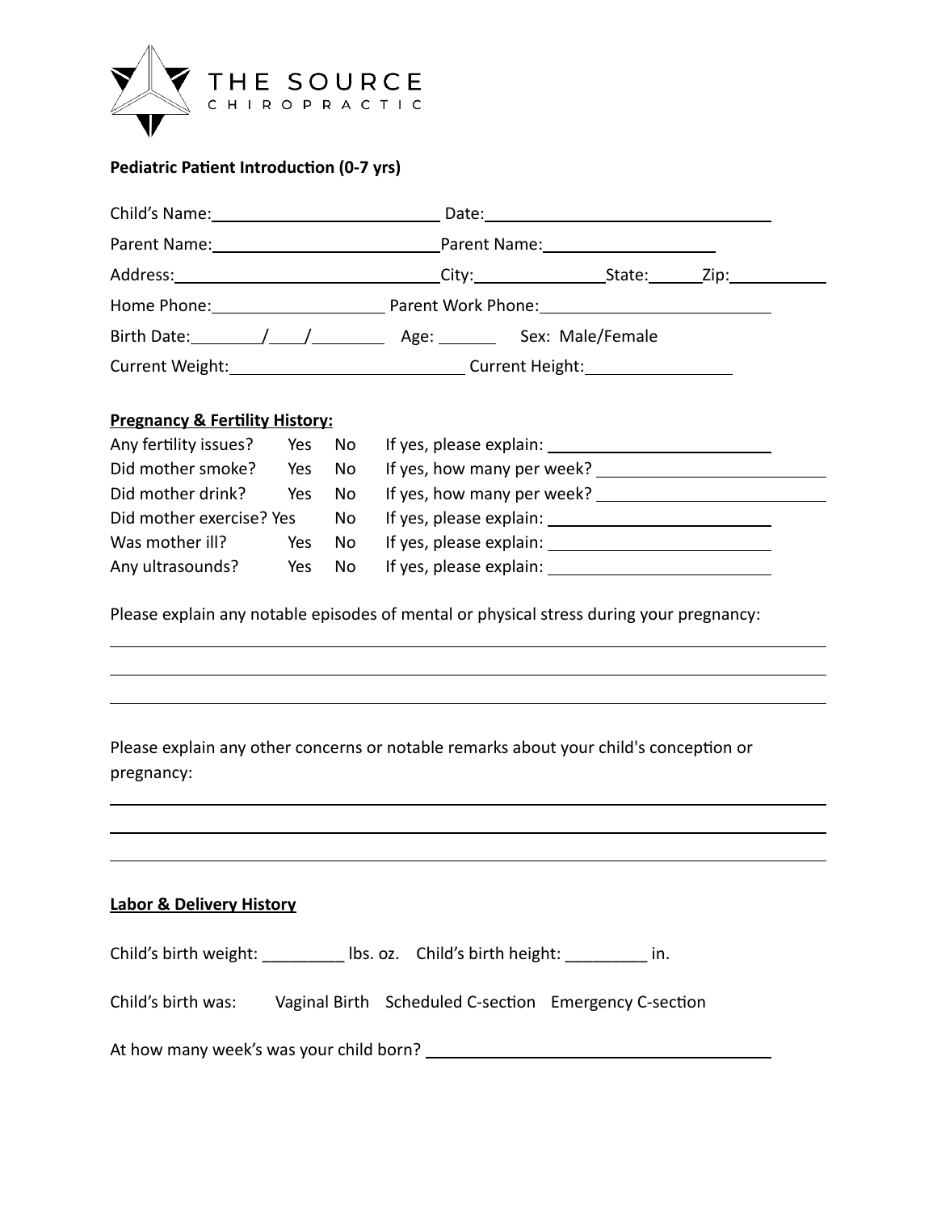THE SOURCE
CHIROPRACTIC

**Pediatric Patient Introduction (0-7 yrs)**

Child's Name:______________________ Date:____________________________

Parent Name:______________________ Parent Name:__________________

Address:__________________________ City:_____________ State:______ Zip:__________

Home Phone:__________________ Parent Work Phone:________________________

Birth Date:______/____/________ Age: ______ Sex: Male/Female

Current Weight:______________________ Current Height:______________

**Pregnancy & Fertility History:**

Any fertility issues? Yes No If yes, please explain: ______________________

Did mother smoke? Yes No If yes, how many per week? ______________________

Did mother drink? Yes No If yes, how many per week? ______________________

Did mother exercise? Yes No If yes, please explain: ______________________

Was mother ill? Yes No If yes, please explain: ______________________

Any ultrasounds? Yes No If yes, please explain: ______________________

Please explain any notable episodes of mental or physical stress during your pregnancy:

______________________________________________________________________________

______________________________________________________________________________

______________________________________________________________________________

Please explain any other concerns or notable remarks about your child's conception or pregnancy:

______________________________________________________________________________

______________________________________________________________________________

______________________________________________________________________________

**Labor & Delivery History**

Child's birth weight: _________ lbs. oz. Child's birth height: _________ in.

Child's birth was: Vaginal Birth Scheduled C-section Emergency C-section

At how many week's was your child born? ________________________________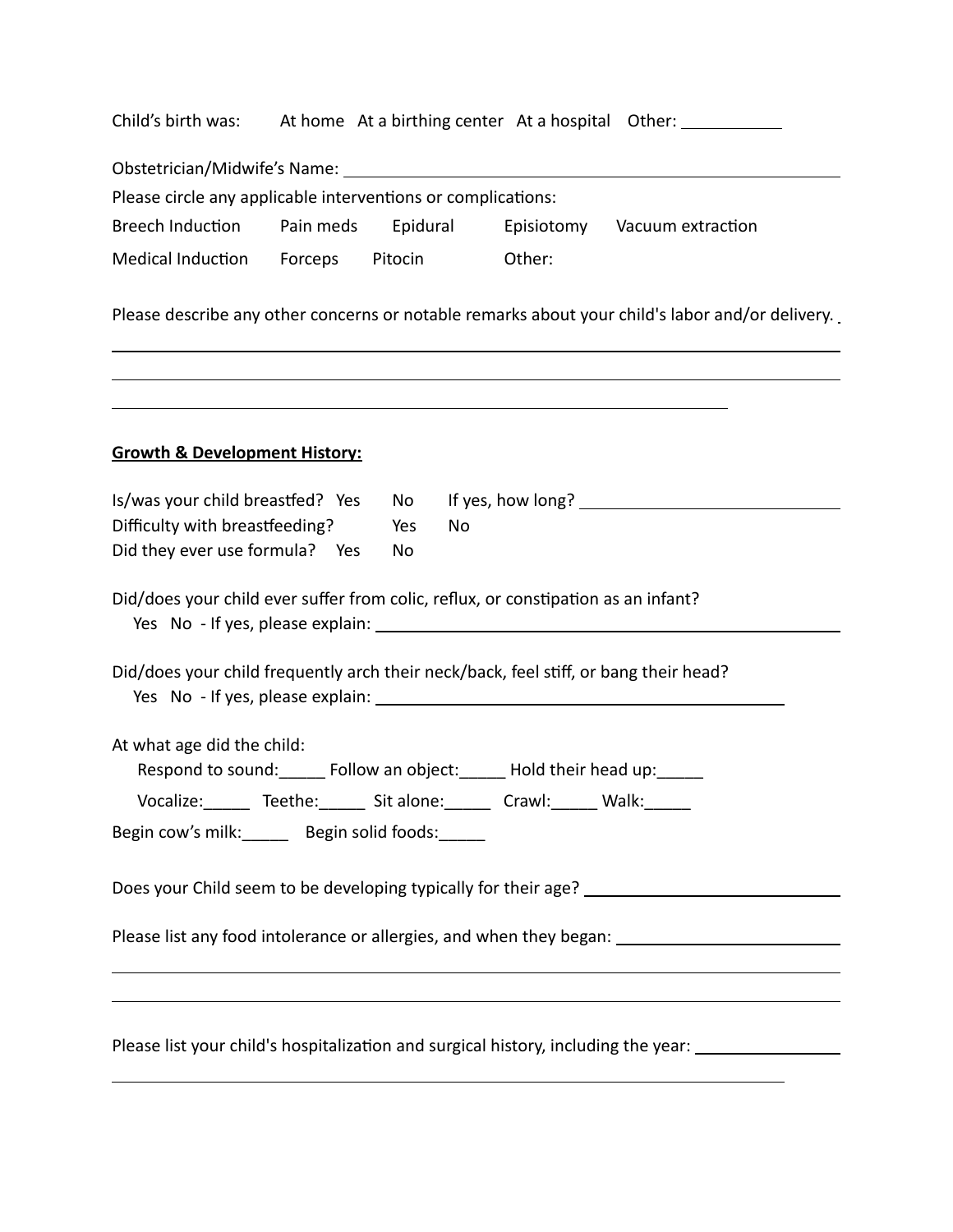Child's birth was: At home At a birthing center At a hospital Other: ___________

Obstetrician/Midwife's Name: ____________________________________________

Please circle any applicable interventions or complications:

Breech Induction Pain meds Epidural Episiotomy Vacuum extraction

Medical Induction Forceps Pitocin Other:

Please describe any other concerns or notable remarks about your child's labor and/or delivery.

____________________________________________

____________________________________________

____________________________________________

**Growth & Development History:**

Is/was your child breastfed? Yes No If yes, how long? ____________________

Difficulty with breastfeeding? Yes No

Did they ever use formula? Yes No

Did/does your child ever suffer from colic, reflux, or constipation as an infant?

Yes No - If yes, please explain: ____________________________________________

Did/does your child frequently arch their neck/back, feel stiff, or bang their head?

Yes No - If yes, please explain: ____________________________________________

At what age did the child:

Respond to sound:_____ Follow an object:_____ Hold their head up:_____

Vocalize:_____ Teethe:_____ Sit alone:_____ Crawl:_____ Walk:_____

Begin cow's milk:_____ Begin solid foods:_____

Does your Child seem to be developing typically for their age? ____________________

Please list any food intolerance or allergies, and when they began: ____________________

____________________________________________

____________________________________________

Please list your child's hospitalization and surgical history, including the year: ____________

____________________________________________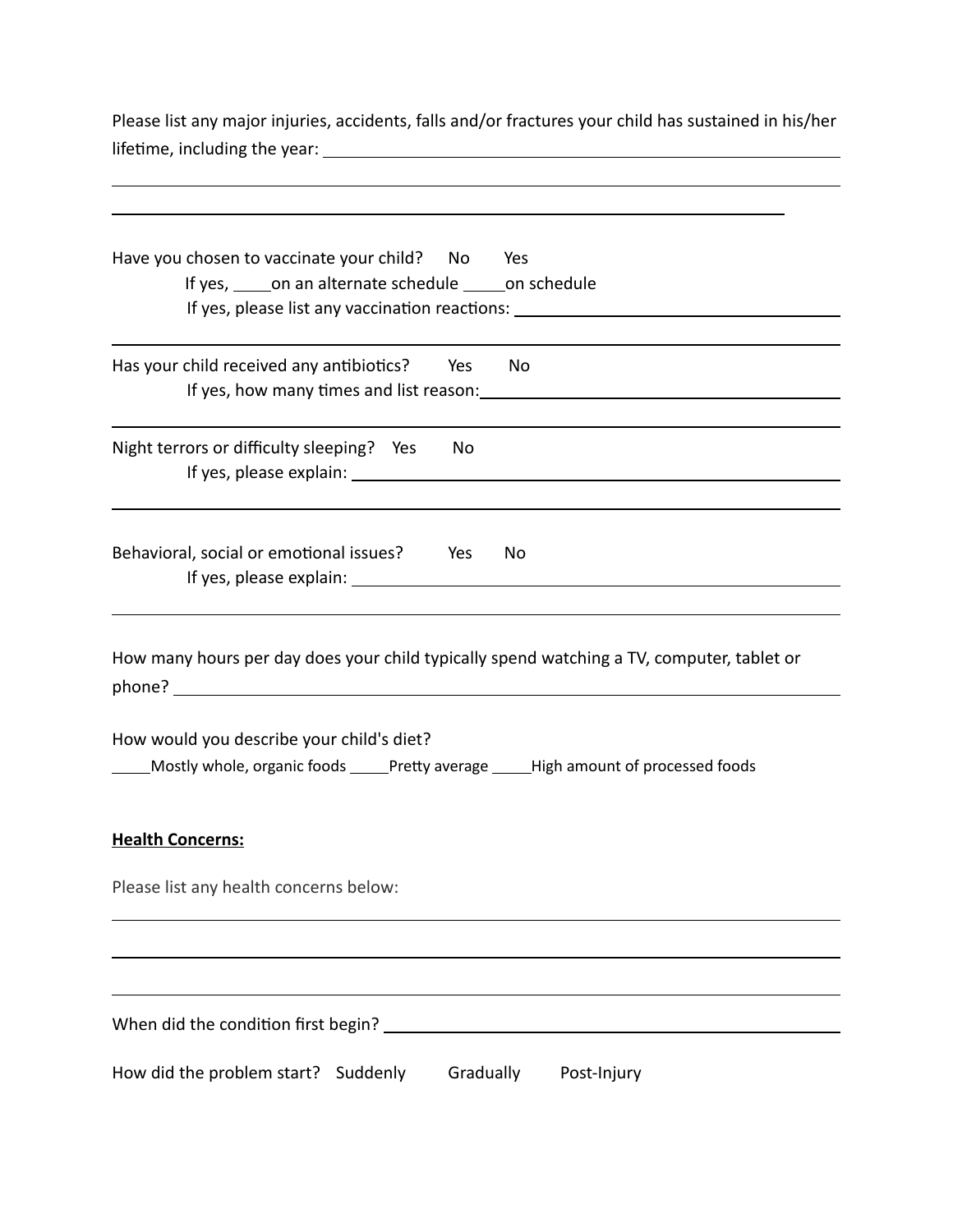Please list any major injuries, accidents, falls and/or fractures your child has sustained in his/her lifetime, including the year: ____________________________________________

____________________________________________

____________________________________________

Have you chosen to vaccinate your child? No Yes

If yes, ____on an alternate schedule ____on schedule

If yes, please list any vaccination reactions: ____________________________

____________________________________________

Has your child received any antibiotics? Yes No

If yes, how many times and list reason: ____________________________

____________________________________________

Night terrors or difficulty sleeping? Yes No

If yes, please explain: ____________________________

____________________________________________

Behavioral, social or emotional issues? Yes No

If yes, please explain: ____________________________

____________________________________________

How many hours per day does your child typically spend watching a TV, computer, tablet or phone? ____________________________

How would you describe your child's diet?

____Mostly whole, organic foods ____Pretty average ____High amount of processed foods

**Health Concerns:**

Please list any health concerns below:

____________________________________________

____________________________________________

____________________________________________

When did the condition first begin? ____________________________

How did the problem start? Suddenly Gradually Post-Injury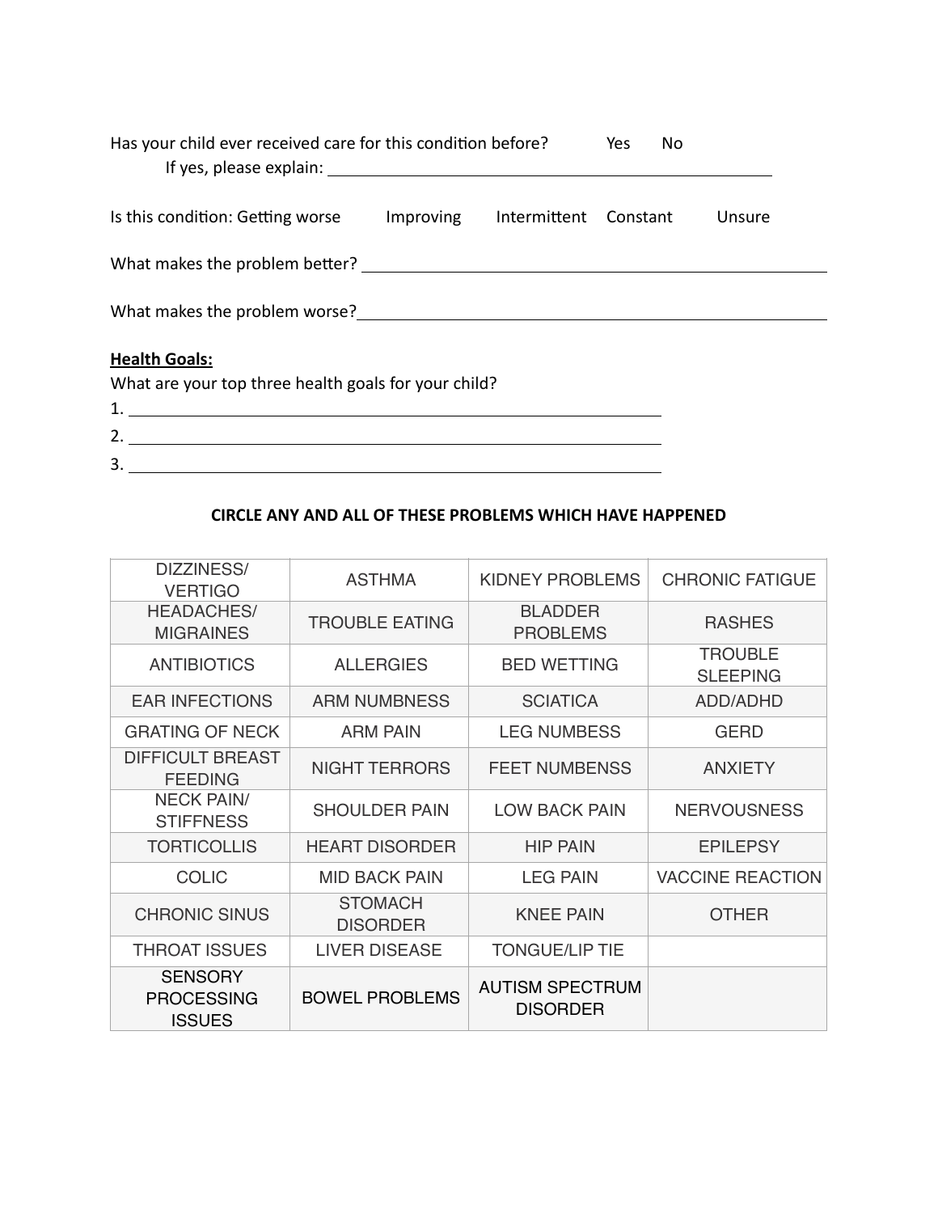Has your child ever received care for this condition before? Yes No

If yes, please explain: ______________________________________________

Is this condition: Getting worse Improving Intermittent Constant Unsure

What makes the problem better? ______________________________________________

What makes the problem worse? ______________________________________________

**Health Goals:**

What are your top three health goals for your child?

1. ______________________________________________
2. ______________________________________________
3. ______________________________________________

**CIRCLE ANY AND ALL OF THESE PROBLEMS WHICH HAVE HAPPENED**

| | | | |
|---|---|---|---|
| DIZZINESS/ VERTIGO | ASTHMA | KIDNEY PROBLEMS | CHRONIC FATIGUE |
| HEADACHES/ MIGRAINES | TROUBLE EATING | BLADDER PROBLEMS | RASHES |
| ANTIBIOTICS | ALLERGIES | BED WETTING | TROUBLE SLEEPING |
| EAR INFECTIONS | ARM NUMBNESS | SCIATICA | ADD/ADHD |
| GRATING OF NECK | ARM PAIN | LEG NUMBESS | GERD |
| DIFFICULT BREAST FEEDING | NIGHT TERRORS | FEET NUMBENSS | ANXIETY |
| NECK PAIN/ STIFFNESS | SHOULDER PAIN | LOW BACK PAIN | NERVOUSNESS |
| TORTICOLLIS | HEART DISORDER | HIP PAIN | EPILEPSY |
| COLIC | MID BACK PAIN | LEG PAIN | VACCINE REACTION |
| CHRONIC SINUS | STOMACH DISORDER | KNEE PAIN | OTHER |
| THROAT ISSUES | LIVER DISEASE | TONGUE/LIP TIE | |
| SENSORY PROCESSING ISSUES | BOWEL PROBLEMS | AUTISM SPECTRUM DISORDER | |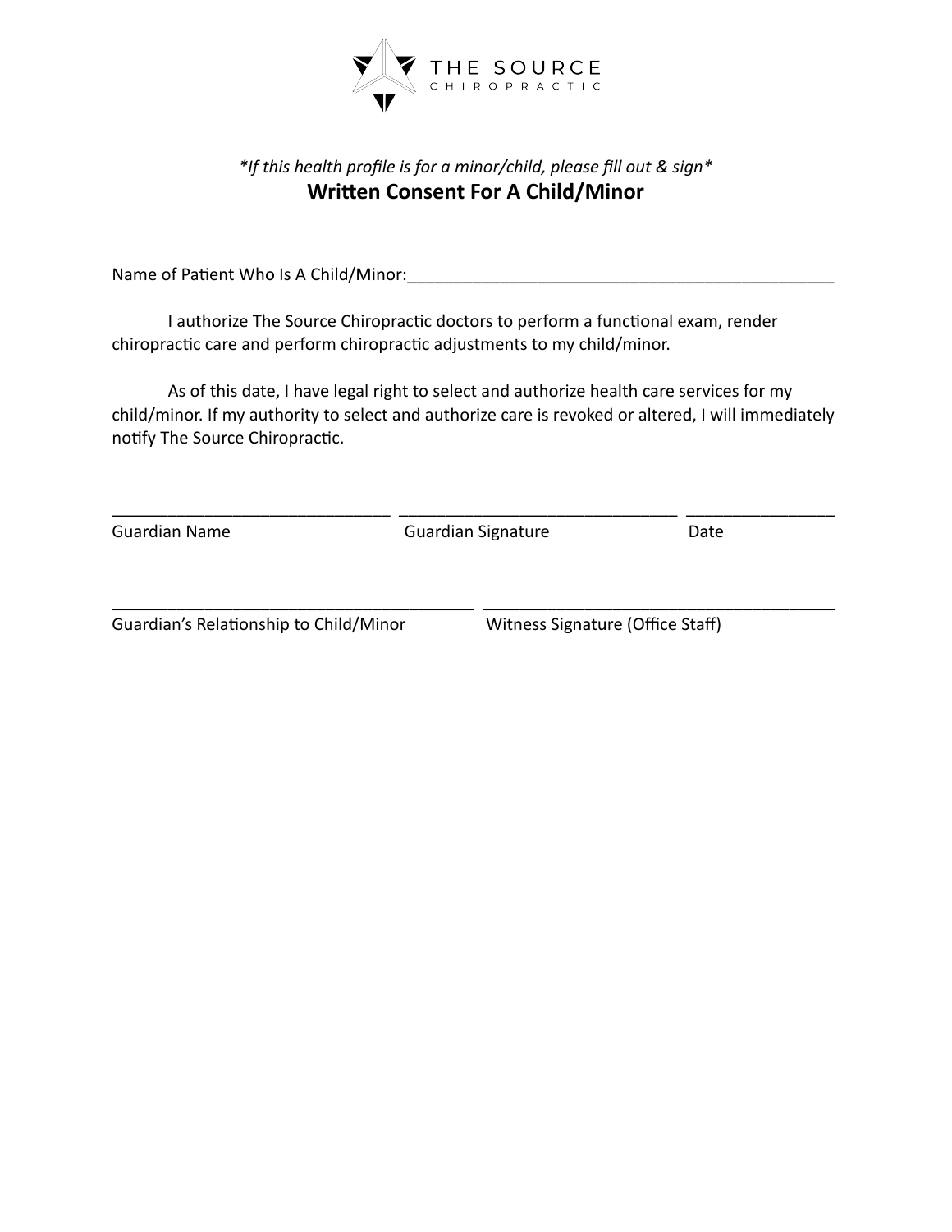THE SOURCE
CHIROPRACTIC

*\*If this health profile is for a minor/child, please fill out & sign\**

## Written Consent For A Child/Minor

Name of Patient Who Is A Child/Minor:_______________________________________________

I authorize The Source Chiropractic doctors to perform a functional exam, render chiropractic care and perform chiropractic adjustments to my child/minor.

As of this date, I have legal right to select and authorize health care services for my child/minor. If my authority to select and authorize care is revoked or altered, I will immediately notify The Source Chiropractic.

_______________________________ _______________________________ ________________
Guardian Name Guardian Signature Date

________________________________________ ________________________________________
Guardian's Relationship to Child/Minor Witness Signature (Office Staff)